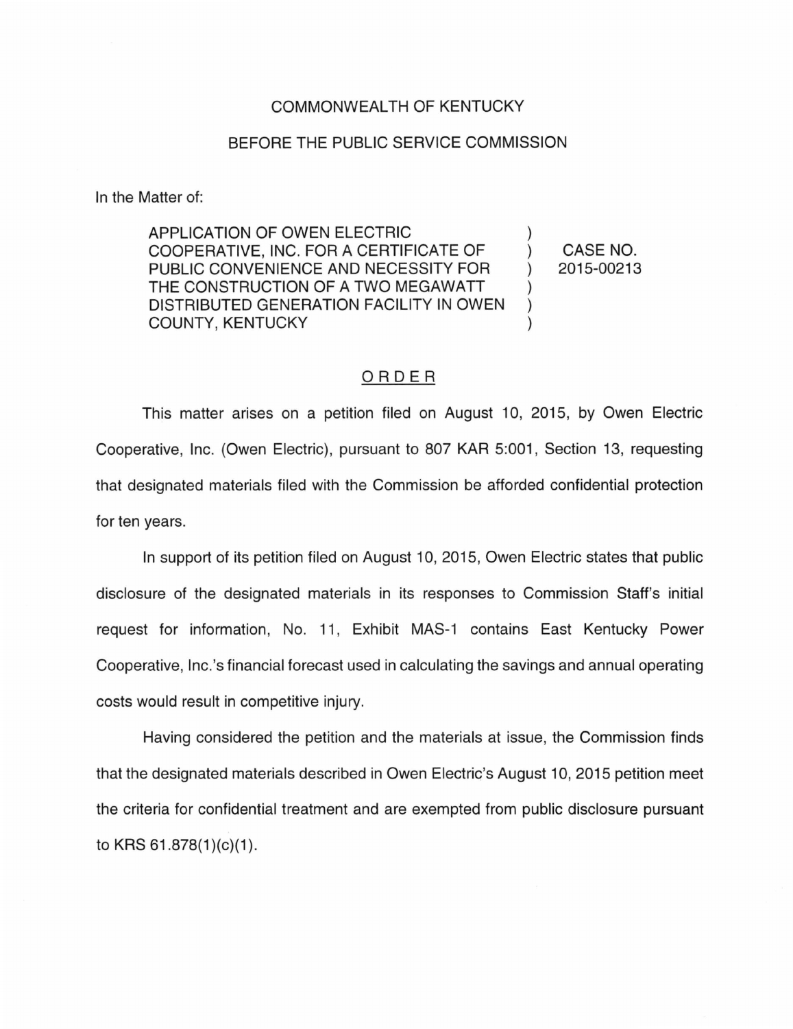COMMONWEALTH OF KENTUCKY

BEFORE THE PUBLIC SERVICE COMMISSION

In the Matter of:

| | | |
|---|---|---|
| APPLICATION OF OWEN ELECTRIC COOPERATIVE, INC. FOR A CERTIFICATE OF PUBLIC CONVENIENCE AND NECESSITY FOR THE CONSTRUCTION OF A TWO MEGAWATT DISTRIBUTED GENERATION FACILITY IN OWEN COUNTY, KENTUCKY | ) | CASE NO. 2015-00213 |

## ORDER

This matter arises on a petition filed on August 10, 2015, by Owen Electric Cooperative, Inc. (Owen Electric), pursuant to 807 KAR 5:001, Section 13, requesting that designated materials filed with the Commission be afforded confidential protection for ten years.

In support of its petition filed on August 10, 2015, Owen Electric states that public disclosure of the designated materials in its responses to Commission Staff's initial request for information, No. 11, Exhibit MAS-1 contains East Kentucky Power Cooperative, Inc.'s financial forecast used in calculating the savings and annual operating costs would result in competitive injury.

Having considered the petition and the materials at issue, the Commission finds that the designated materials described in Owen Electric's August 10, 2015 petition meet the criteria for confidential treatment and are exempted from public disclosure pursuant to KRS 61.878(1)(c)(1).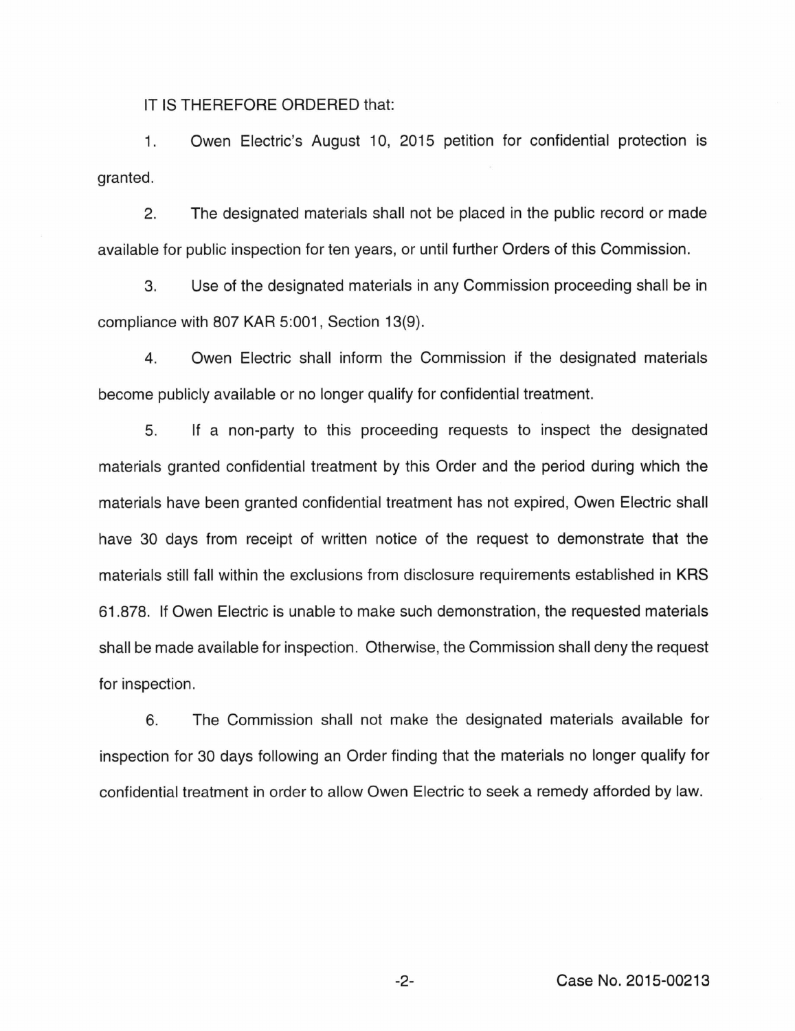IT IS THEREFORE ORDERED that:

1. Owen Electric's August 10, 2015 petition for confidential protection is granted.

2. The designated materials shall not be placed in the public record or made available for public inspection for ten years, or until further Orders of this Commission.

3. Use of the designated materials in any Commission proceeding shall be in compliance with 807 KAR 5:001, Section 13(9).

4. Owen Electric shall inform the Commission if the designated materials become publicly available or no longer qualify for confidential treatment.

5. If a non-party to this proceeding requests to inspect the designated materials granted confidential treatment by this Order and the period during which the materials have been granted confidential treatment has not expired, Owen Electric shall have 30 days from receipt of written notice of the request to demonstrate that the materials still fall within the exclusions from disclosure requirements established in KRS 61.878. If Owen Electric is unable to make such demonstration, the requested materials shall be made available for inspection. Otherwise, the Commission shall deny the request for inspection.

6. The Commission shall not make the designated materials available for inspection for 30 days following an Order finding that the materials no longer qualify for confidential treatment in order to allow Owen Electric to seek a remedy afforded by law.

Case No. 2015-00213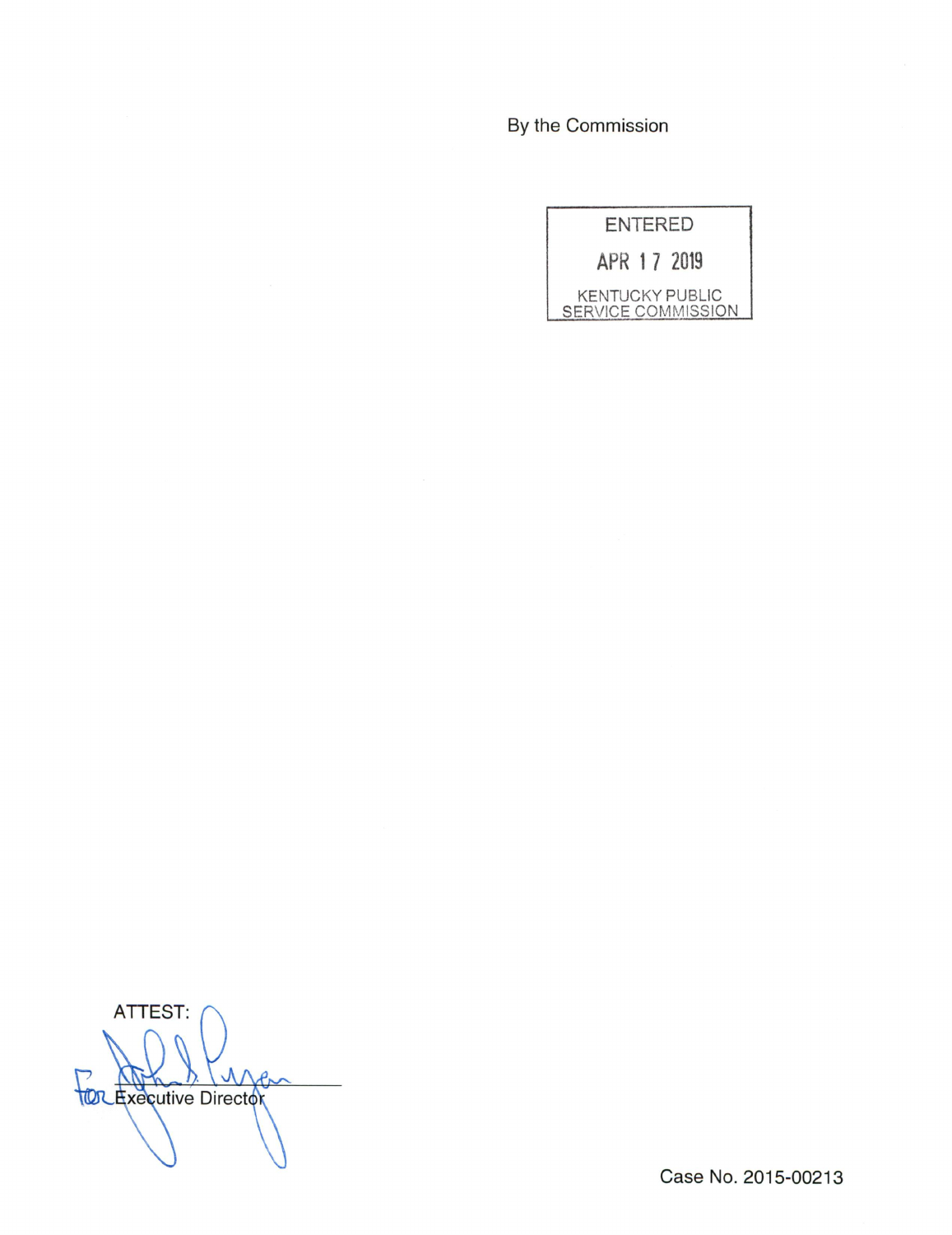By the Commission

ENTERED

APR 17 2019

KENTUCKY PUBLIC SERVICE COMMISSION

ATTEST:

For Executive Director

Case No. 2015-00213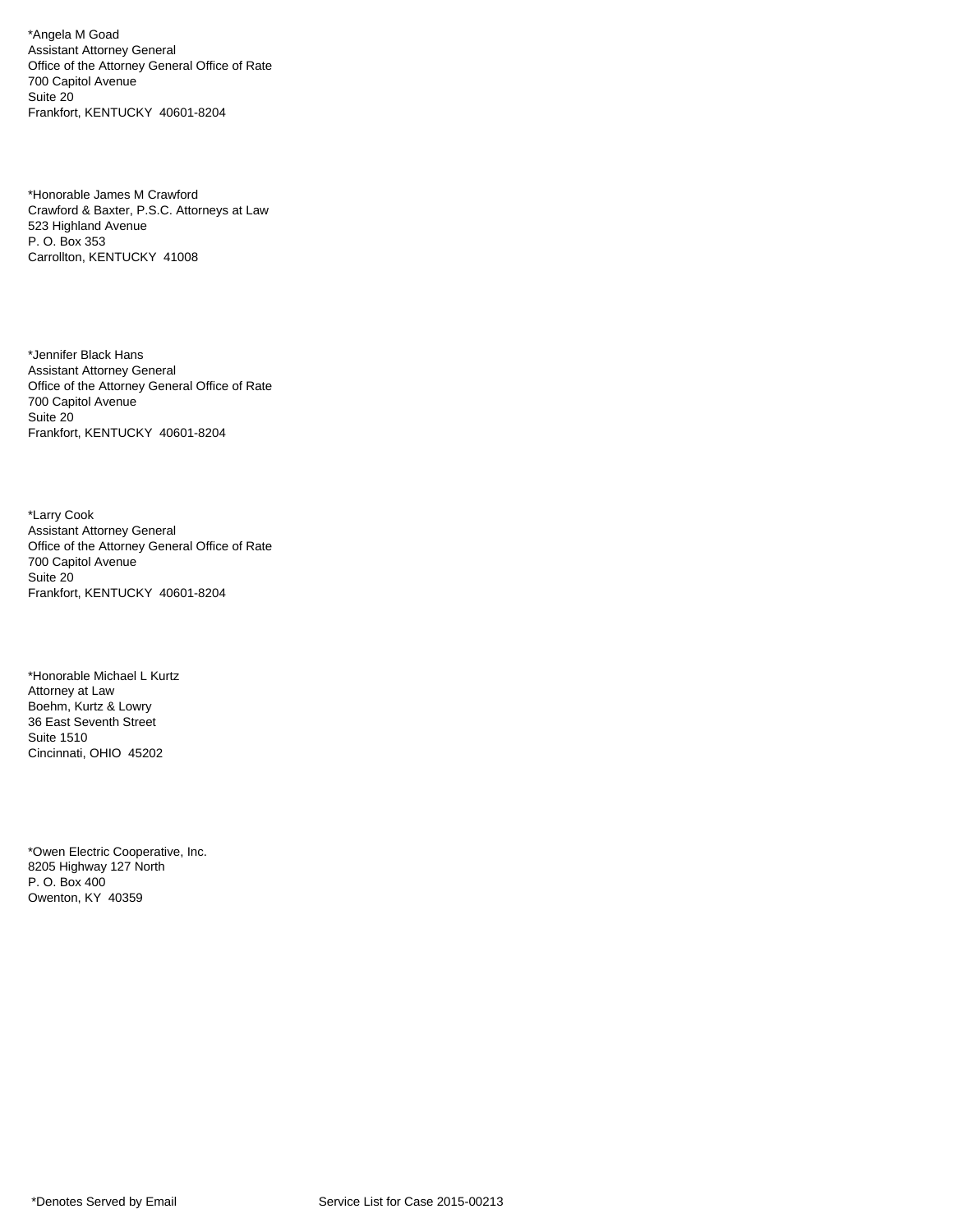*Angela M Goad
Assistant Attorney General
Office of the Attorney General Office of Rate
700 Capitol Avenue
Suite 20
Frankfort, KENTUCKY  40601-8204

*Honorable James M Crawford
Crawford & Baxter, P.S.C. Attorneys at Law
523 Highland Avenue
P. O. Box 353
Carrollton, KENTUCKY  41008

*Jennifer Black Hans
Assistant Attorney General
Office of the Attorney General Office of Rate
700 Capitol Avenue
Suite 20
Frankfort, KENTUCKY  40601-8204

*Larry Cook
Assistant Attorney General
Office of the Attorney General Office of Rate
700 Capitol Avenue
Suite 20
Frankfort, KENTUCKY  40601-8204

*Honorable Michael L Kurtz
Attorney at Law
Boehm, Kurtz & Lowry
36 East Seventh Street
Suite 1510
Cincinnati, OHIO  45202

*Owen Electric Cooperative, Inc.
8205 Highway 127 North
P. O. Box 400
Owenton, KY  40359

*Denotes Served by Email

Service List for Case 2015-00213